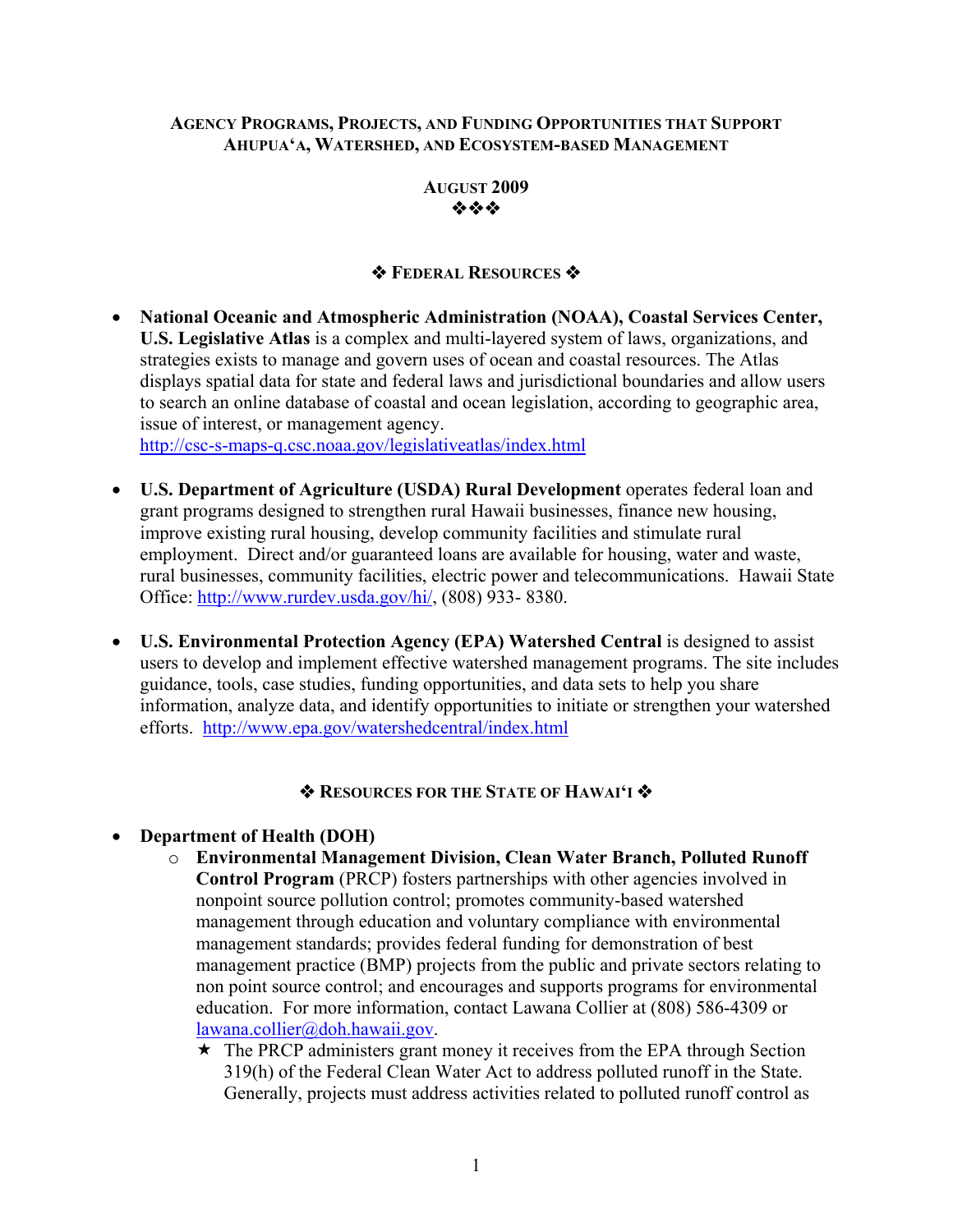# Agency Programs, Projects, and Funding Opportunities that Support Ahupua'a, Watershed, and Ecosystem-based Management

**August 2009**

❖❖❖

## ❖ Federal Resources ❖

- **National Oceanic and Atmospheric Administration (NOAA), Coastal Services Center, U.S. Legislative Atlas** is a complex and multi-layered system of laws, organizations, and strategies exists to manage and govern uses of ocean and coastal resources. The Atlas displays spatial data for state and federal laws and jurisdictional boundaries and allow users to search an online database of coastal and ocean legislation, according to geographic area, issue of interest, or management agency. http://csc-s-maps-q.csc.noaa.gov/legislativeatlas/index.html

- **U.S. Department of Agriculture (USDA) Rural Development** operates federal loan and grant programs designed to strengthen rural Hawaii businesses, finance new housing, improve existing rural housing, develop community facilities and stimulate rural employment. Direct and/or guaranteed loans are available for housing, water and waste, rural businesses, community facilities, electric power and telecommunications. Hawaii State Office: http://www.rurdev.usda.gov/hi/, (808) 933- 8380.

- **U.S. Environmental Protection Agency (EPA) Watershed Central** is designed to assist users to develop and implement effective watershed management programs. The site includes guidance, tools, case studies, funding opportunities, and data sets to help you share information, analyze data, and identify opportunities to initiate or strengthen your watershed efforts. http://www.epa.gov/watershedcentral/index.html

## ❖ Resources for the State of Hawai'i ❖

- **Department of Health (DOH)**
  - **Environmental Management Division, Clean Water Branch, Polluted Runoff Control Program** (PRCP) fosters partnerships with other agencies involved in nonpoint source pollution control; promotes community-based watershed management through education and voluntary compliance with environmental management standards; provides federal funding for demonstration of best management practice (BMP) projects from the public and private sectors relating to non point source control; and encourages and supports programs for environmental education. For more information, contact Lawana Collier at (808) 586-4309 or lawana.collier@doh.hawaii.gov.
    - ★ The PRCP administers grant money it receives from the EPA through Section 319(h) of the Federal Clean Water Act to address polluted runoff in the State. Generally, projects must address activities related to polluted runoff control as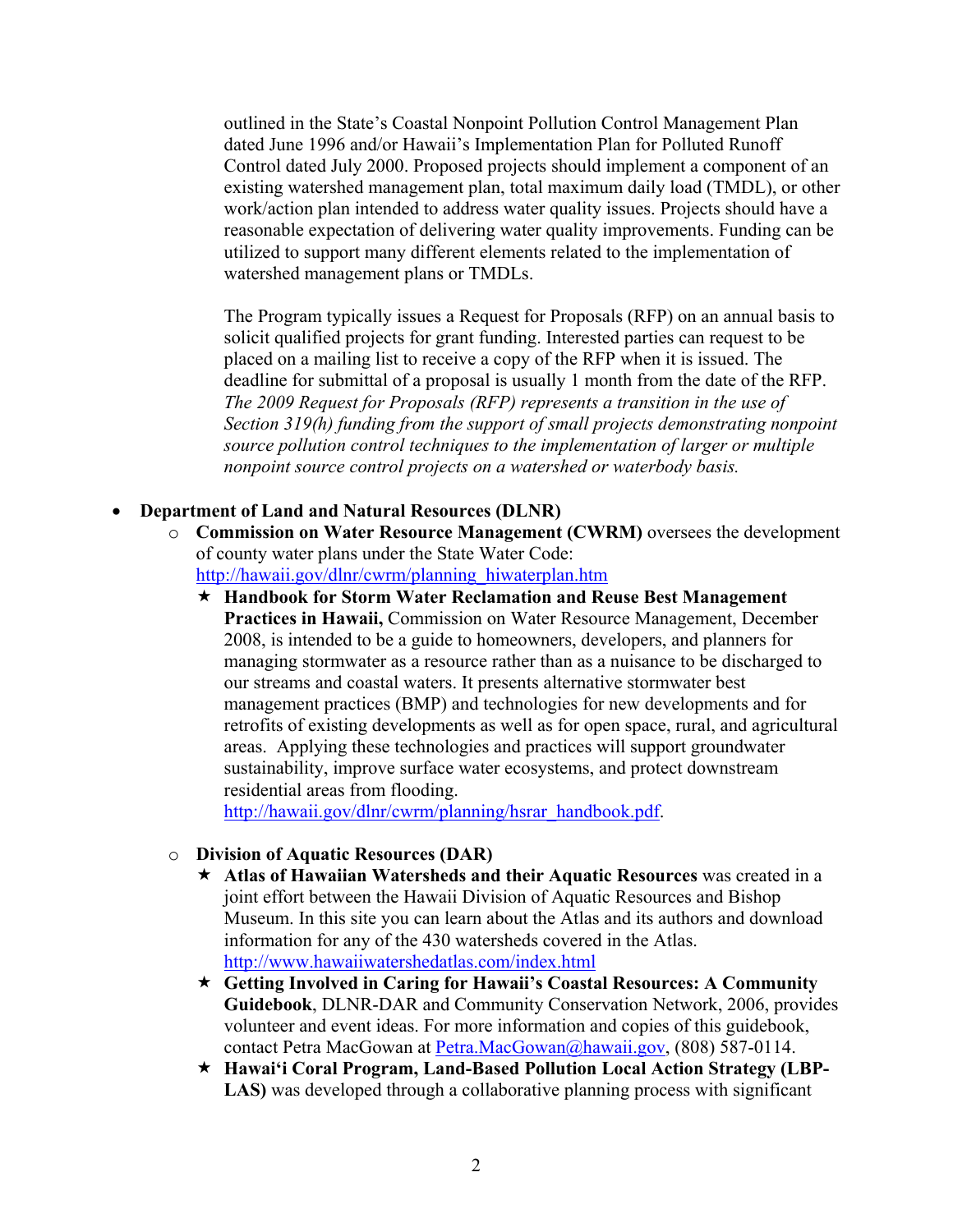outlined in the State's Coastal Nonpoint Pollution Control Management Plan dated June 1996 and/or Hawaii's Implementation Plan for Polluted Runoff Control dated July 2000. Proposed projects should implement a component of an existing watershed management plan, total maximum daily load (TMDL), or other work/action plan intended to address water quality issues. Projects should have a reasonable expectation of delivering water quality improvements. Funding can be utilized to support many different elements related to the implementation of watershed management plans or TMDLs.

The Program typically issues a Request for Proposals (RFP) on an annual basis to solicit qualified projects for grant funding. Interested parties can request to be placed on a mailing list to receive a copy of the RFP when it is issued. The deadline for submittal of a proposal is usually 1 month from the date of the RFP. *The 2009 Request for Proposals (RFP) represents a transition in the use of Section 319(h) funding from the support of small projects demonstrating nonpoint source pollution control techniques to the implementation of larger or multiple nonpoint source control projects on a watershed or waterbody basis.*

- **Department of Land and Natural Resources (DLNR)**
  - **Commission on Water Resource Management (CWRM)** oversees the development of county water plans under the State Water Code: [http://hawaii.gov/dlnr/cwrm/planning_hiwaterplan.htm](http://hawaii.gov/dlnr/cwrm/planning_hiwaterplan.htm)
    - ★ **Handbook for Storm Water Reclamation and Reuse Best Management Practices in Hawaii,** Commission on Water Resource Management, December 2008, is intended to be a guide to homeowners, developers, and planners for managing stormwater as a resource rather than as a nuisance to be discharged to our streams and coastal waters. It presents alternative stormwater best management practices (BMP) and technologies for new developments and for retrofits of existing developments as well as for open space, rural, and agricultural areas. Applying these technologies and practices will support groundwater sustainability, improve surface water ecosystems, and protect downstream residential areas from flooding. [http://hawaii.gov/dlnr/cwrm/planning/hsrar_handbook.pdf](http://hawaii.gov/dlnr/cwrm/planning/hsrar_handbook.pdf).
  - **Division of Aquatic Resources (DAR)**
    - ★ **Atlas of Hawaiian Watersheds and their Aquatic Resources** was created in a joint effort between the Hawaii Division of Aquatic Resources and Bishop Museum. In this site you can learn about the Atlas and its authors and download information for any of the 430 watersheds covered in the Atlas. [http://www.hawaiiwatershedatlas.com/index.html](http://www.hawaiiwatershedatlas.com/index.html)
    - ★ **Getting Involved in Caring for Hawaii's Coastal Resources: A Community Guidebook**, DLNR-DAR and Community Conservation Network, 2006, provides volunteer and event ideas. For more information and copies of this guidebook, contact Petra MacGowan at [Petra.MacGowan@hawaii.gov](mailto:Petra.MacGowan@hawaii.gov), (808) 587-0114.
    - ★ **Hawai'i Coral Program, Land-Based Pollution Local Action Strategy (LBP-LAS)** was developed through a collaborative planning process with significant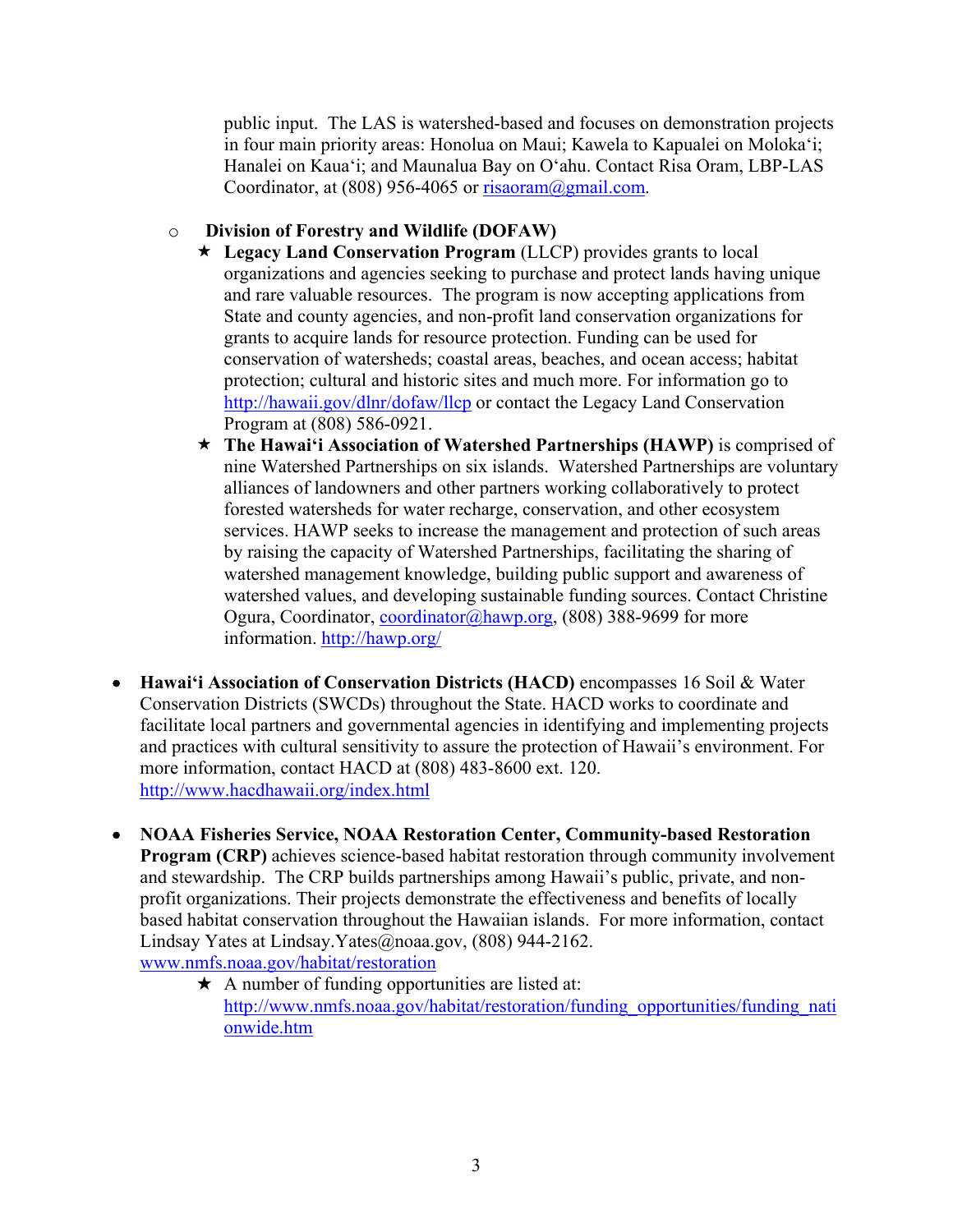public input. The LAS is watershed-based and focuses on demonstration projects in four main priority areas: Honolua on Maui; Kawela to Kapualei on Moloka'i; Hanalei on Kaua'i; and Maunalua Bay on O'ahu. Contact Risa Oram, LBP-LAS Coordinator, at (808) 956-4065 or risaoram@gmail.com.

- **Division of Forestry and Wildlife (DOFAW)**
  - ★ **Legacy Land Conservation Program** (LLCP) provides grants to local organizations and agencies seeking to purchase and protect lands having unique and rare valuable resources. The program is now accepting applications from State and county agencies, and non-profit land conservation organizations for grants to acquire lands for resource protection. Funding can be used for conservation of watersheds; coastal areas, beaches, and ocean access; habitat protection; cultural and historic sites and much more. For information go to http://hawaii.gov/dlnr/dofaw/llcp or contact the Legacy Land Conservation Program at (808) 586-0921.
  - ★ **The Hawai'i Association of Watershed Partnerships (HAWP)** is comprised of nine Watershed Partnerships on six islands. Watershed Partnerships are voluntary alliances of landowners and other partners working collaboratively to protect forested watersheds for water recharge, conservation, and other ecosystem services. HAWP seeks to increase the management and protection of such areas by raising the capacity of Watershed Partnerships, facilitating the sharing of watershed management knowledge, building public support and awareness of watershed values, and developing sustainable funding sources. Contact Christine Ogura, Coordinator, coordinator@hawp.org, (808) 388-9699 for more information. http://hawp.org/

- **Hawai'i Association of Conservation Districts (HACD)** encompasses 16 Soil & Water Conservation Districts (SWCDs) throughout the State. HACD works to coordinate and facilitate local partners and governmental agencies in identifying and implementing projects and practices with cultural sensitivity to assure the protection of Hawaii's environment. For more information, contact HACD at (808) 483-8600 ext. 120. http://www.hacdhawaii.org/index.html

- **NOAA Fisheries Service, NOAA Restoration Center, Community-based Restoration Program (CRP)** achieves science-based habitat restoration through community involvement and stewardship. The CRP builds partnerships among Hawaii's public, private, and non-profit organizations. Their projects demonstrate the effectiveness and benefits of locally based habitat conservation throughout the Hawaiian islands. For more information, contact Lindsay Yates at Lindsay.Yates@noaa.gov, (808) 944-2162. www.nmfs.noaa.gov/habitat/restoration
  - ★ A number of funding opportunities are listed at: http://www.nmfs.noaa.gov/habitat/restoration/funding_opportunities/funding_nationwide.htm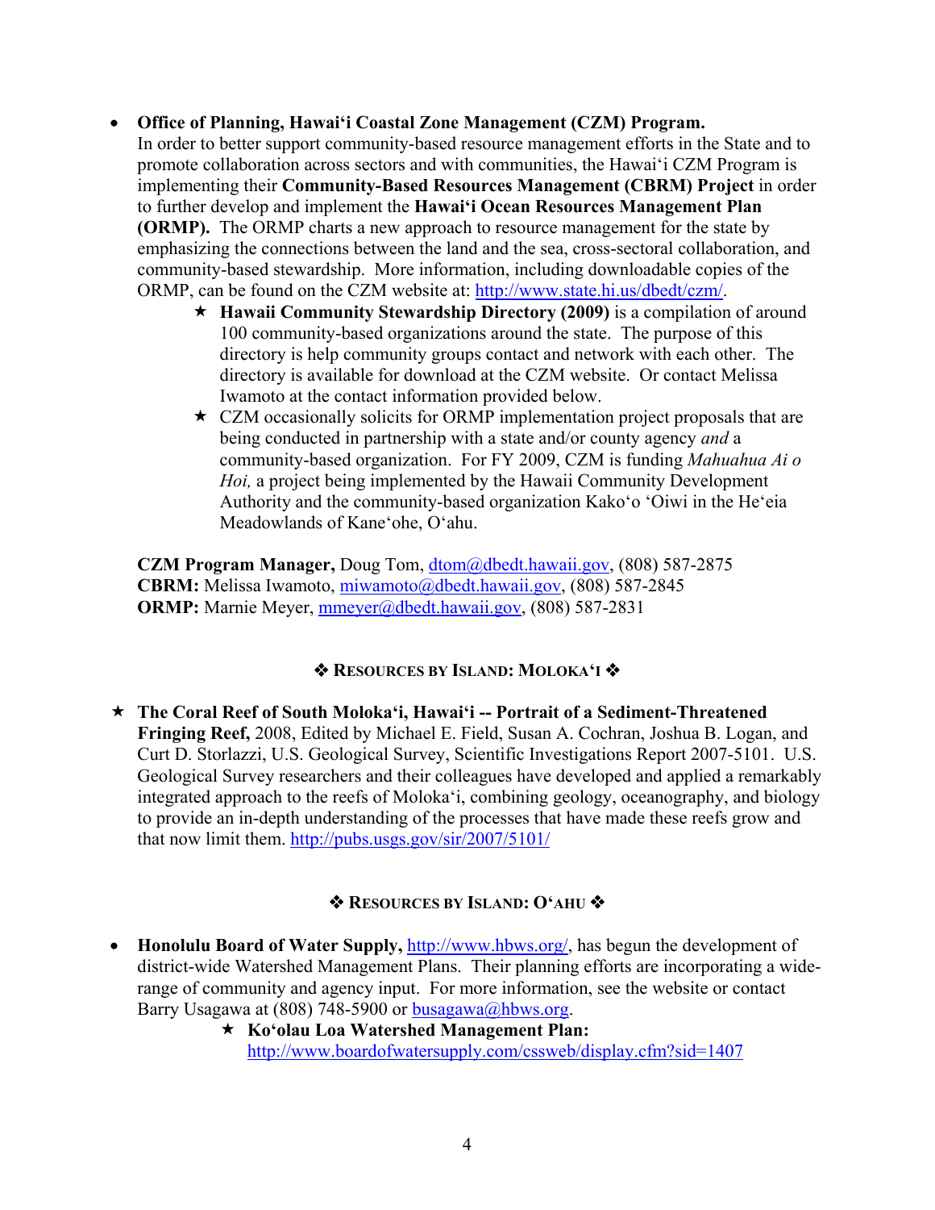- **Office of Planning, Hawai'i Coastal Zone Management (CZM) Program.** In order to better support community-based resource management efforts in the State and to promote collaboration across sectors and with communities, the Hawai'i CZM Program is implementing their **Community-Based Resources Management (CBRM) Project** in order to further develop and implement the **Hawai'i Ocean Resources Management Plan (ORMP).** The ORMP charts a new approach to resource management for the state by emphasizing the connections between the land and the sea, cross-sectoral collaboration, and community-based stewardship. More information, including downloadable copies of the ORMP, can be found on the CZM website at: http://www.state.hi.us/dbedt/czm/.
    - ★ **Hawaii Community Stewardship Directory (2009)** is a compilation of around 100 community-based organizations around the state. The purpose of this directory is help community groups contact and network with each other. The directory is available for download at the CZM website. Or contact Melissa Iwamoto at the contact information provided below.
    - ★ CZM occasionally solicits for ORMP implementation project proposals that are being conducted in partnership with a state and/or county agency *and* a community-based organization. For FY 2009, CZM is funding *Mahuahua Ai o Hoi,* a project being implemented by the Hawaii Community Development Authority and the community-based organization Kako'o 'Oiwi in the He'eia Meadowlands of Kane'ohe, O'ahu.

**CZM Program Manager,** Doug Tom, dtom@dbedt.hawaii.gov, (808) 587-2875
**CBRM:** Melissa Iwamoto, miwamoto@dbedt.hawaii.gov, (808) 587-2845
**ORMP:** Marnie Meyer, mmeyer@dbedt.hawaii.gov, (808) 587-2831

## ❖ Resources by Island: Moloka'i ❖

★ **The Coral Reef of South Moloka'i, Hawai'i -- Portrait of a Sediment-Threatened Fringing Reef,** 2008, Edited by Michael E. Field, Susan A. Cochran, Joshua B. Logan, and Curt D. Storlazzi, U.S. Geological Survey, Scientific Investigations Report 2007-5101. U.S. Geological Survey researchers and their colleagues have developed and applied a remarkably integrated approach to the reefs of Moloka'i, combining geology, oceanography, and biology to provide an in-depth understanding of the processes that have made these reefs grow and that now limit them. http://pubs.usgs.gov/sir/2007/5101/

## ❖ Resources by Island: O'ahu ❖

- **Honolulu Board of Water Supply,** http://www.hbws.org/, has begun the development of district-wide Watershed Management Plans. Their planning efforts are incorporating a wide-range of community and agency input. For more information, see the website or contact Barry Usagawa at (808) 748-5900 or busagawa@hbws.org.
    - ★ **Ko'olau Loa Watershed Management Plan:** http://www.boardofwatersupply.com/cssweb/display.cfm?sid=1407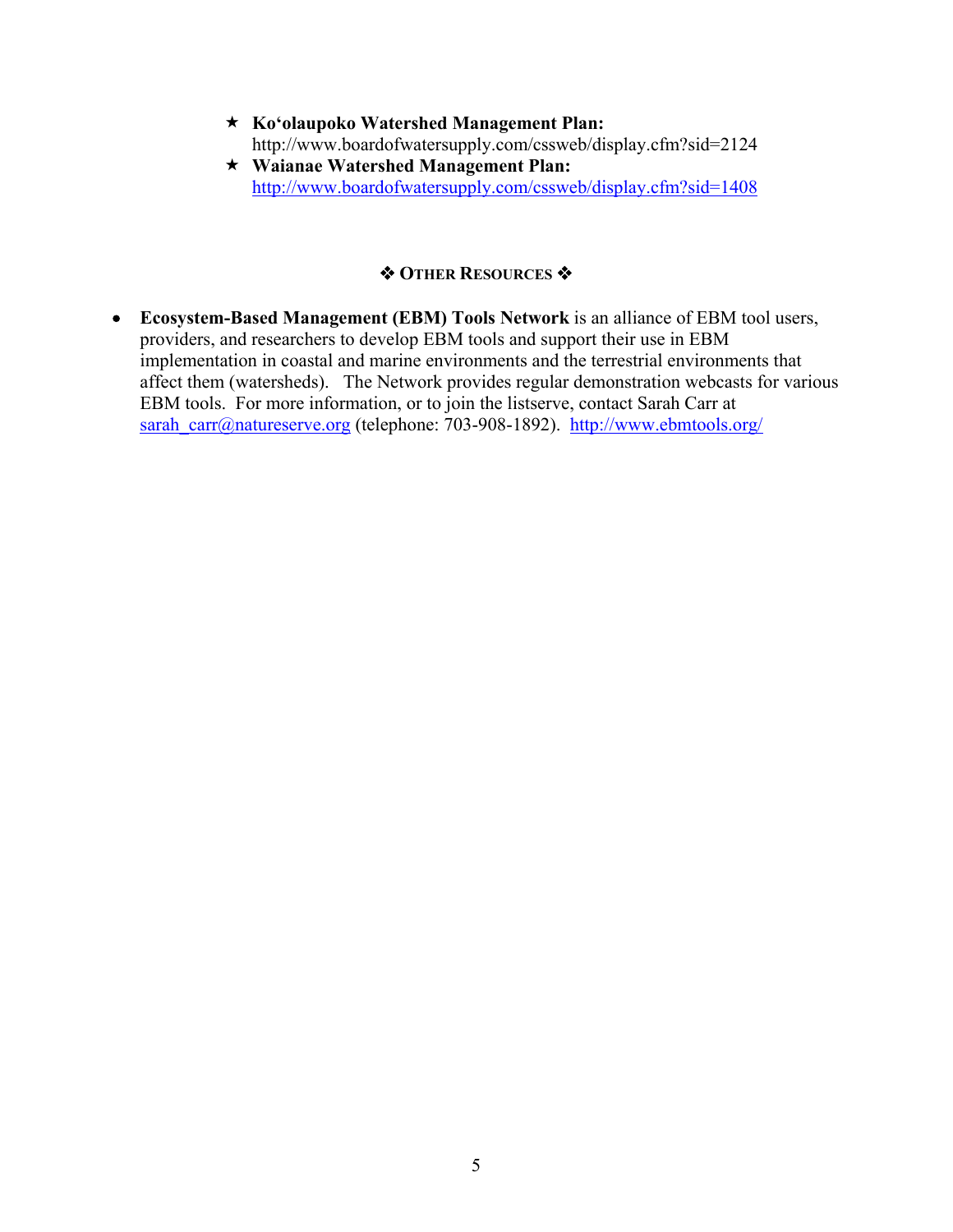- ★ **Koʻolaupoko Watershed Management Plan:** http://www.boardofwatersupply.com/cssweb/display.cfm?sid=2124
- ★ **Waianae Watershed Management Plan:** http://www.boardofwatersupply.com/cssweb/display.cfm?sid=1408

## ❖ OTHER RESOURCES ❖

- **Ecosystem-Based Management (EBM) Tools Network** is an alliance of EBM tool users, providers, and researchers to develop EBM tools and support their use in EBM implementation in coastal and marine environments and the terrestrial environments that affect them (watersheds). The Network provides regular demonstration webcasts for various EBM tools. For more information, or to join the listserve, contact Sarah Carr at sarah_carr@natureserve.org (telephone: 703-908-1892). http://www.ebmtools.org/